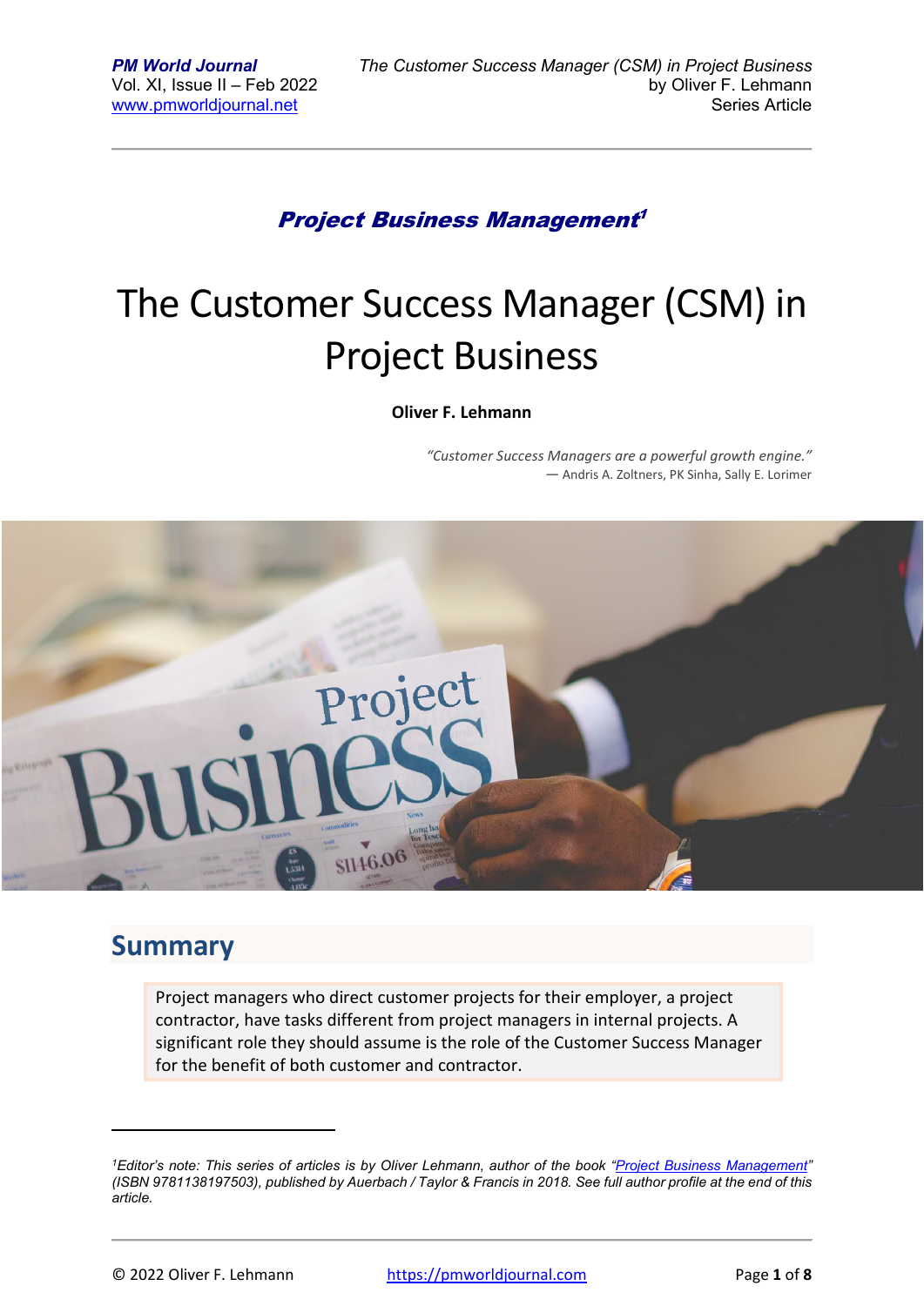***Project Business Management***[1]

# The Customer Success Manager (CSM) in Project Business

**Oliver F. Lehmann**

*"Customer Success Managers are a powerful growth engine."*
— Andris A. Zoltners, PK Sinha, Sally E. Lorimer

## Summary

Project managers who direct customer projects for their employer, a project contractor, have tasks different from project managers in internal projects. A significant role they should assume is the role of the Customer Success Manager for the benefit of both customer and contractor.

---

[1] *Editor's note: This series of articles is by Oliver Lehmann, author of the book "Project Business Management" (ISBN 9781138197503), published by Auerbach / Taylor & Francis in 2018. See full author profile at the end of this article.*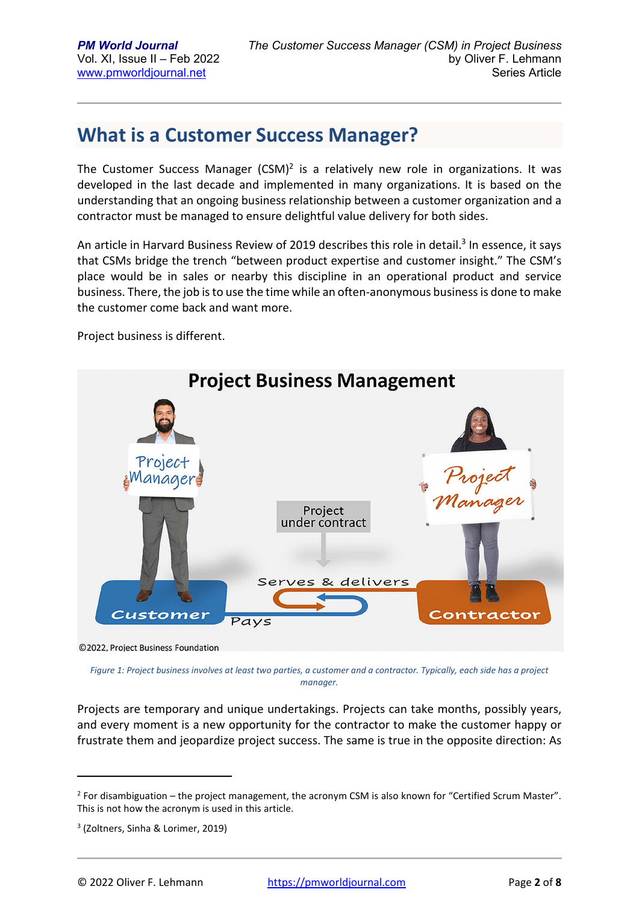## What is a Customer Success Manager?

The Customer Success Manager (CSM)[2] is a relatively new role in organizations. It was developed in the last decade and implemented in many organizations. It is based on the understanding that an ongoing business relationship between a customer organization and a contractor must be managed to ensure delightful value delivery for both sides.

An article in Harvard Business Review of 2019 describes this role in detail.[3] In essence, it says that CSMs bridge the trench "between product expertise and customer insight." The CSM's place would be in sales or nearby this discipline in an operational product and service business. There, the job is to use the time while an often-anonymous business is done to make the customer come back and want more.

Project business is different.

*Figure 1: Project business involves at least two parties, a customer and a contractor. Typically, each side has a project manager.*

Projects are temporary and unique undertakings. Projects can take months, possibly years, and every moment is a new opportunity for the contractor to make the customer happy or frustrate them and jeopardize project success. The same is true in the opposite direction: As

---

[2] For disambiguation – the project management, the acronym CSM is also known for "Certified Scrum Master". This is not how the acronym is used in this article.

[3] (Zoltners, Sinha & Lorimer, 2019)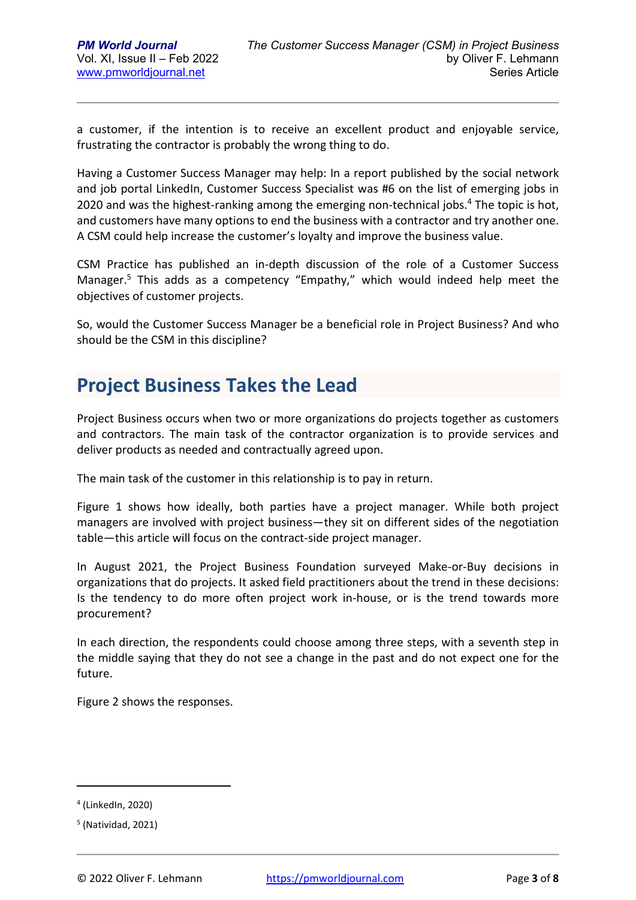a customer, if the intention is to receive an excellent product and enjoyable service, frustrating the contractor is probably the wrong thing to do.

Having a Customer Success Manager may help: In a report published by the social network and job portal LinkedIn, Customer Success Specialist was #6 on the list of emerging jobs in 2020 and was the highest-ranking among the emerging non-technical jobs.[4] The topic is hot, and customers have many options to end the business with a contractor and try another one. A CSM could help increase the customer's loyalty and improve the business value.

CSM Practice has published an in-depth discussion of the role of a Customer Success Manager.[5] This adds as a competency "Empathy," which would indeed help meet the objectives of customer projects.

So, would the Customer Success Manager be a beneficial role in Project Business? And who should be the CSM in this discipline?

## Project Business Takes the Lead

Project Business occurs when two or more organizations do projects together as customers and contractors. The main task of the contractor organization is to provide services and deliver products as needed and contractually agreed upon.

The main task of the customer in this relationship is to pay in return.

Figure 1 shows how ideally, both parties have a project manager. While both project managers are involved with project business—they sit on different sides of the negotiation table—this article will focus on the contract-side project manager.

In August 2021, the Project Business Foundation surveyed Make-or-Buy decisions in organizations that do projects. It asked field practitioners about the trend in these decisions: Is the tendency to do more often project work in-house, or is the trend towards more procurement?

In each direction, the respondents could choose among three steps, with a seventh step in the middle saying that they do not see a change in the past and do not expect one for the future.

Figure 2 shows the responses.

---

[4] (LinkedIn, 2020)

[5] (Natividad, 2021)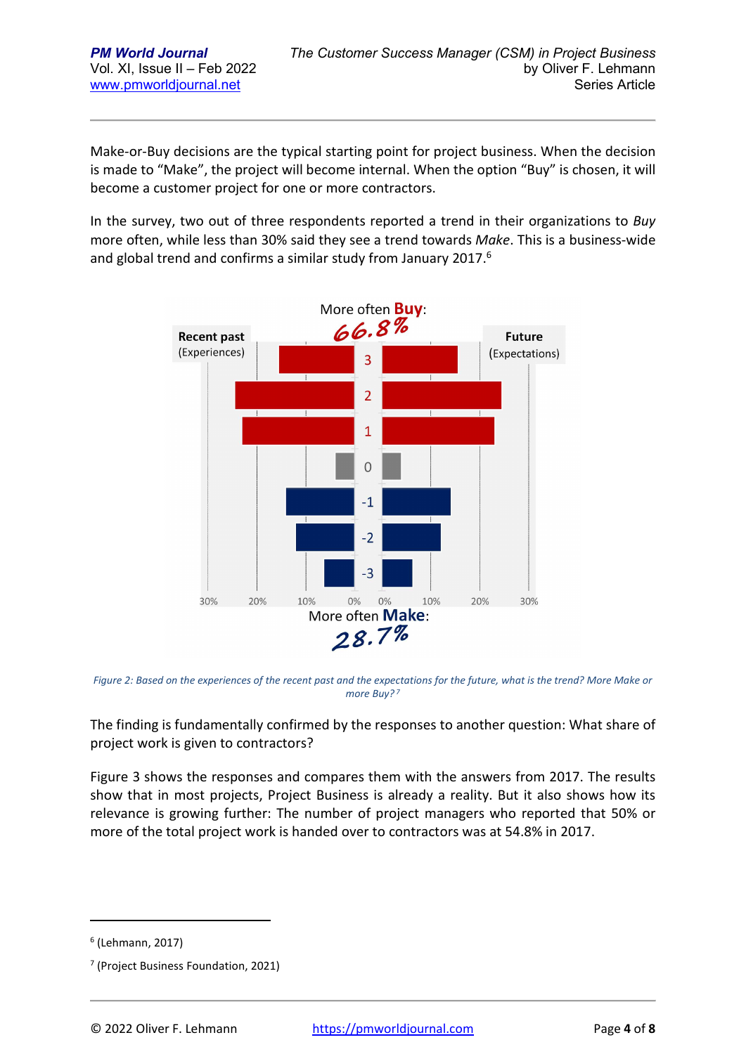Make-or-Buy decisions are the typical starting point for project business. When the decision is made to "Make", the project will become internal. When the option "Buy" is chosen, it will become a customer project for one or more contractors.

In the survey, two out of three respondents reported a trend in their organizations to *Buy* more often, while less than 30% said they see a trend towards *Make*. This is a business-wide and global trend and confirms a similar study from January 2017.[6]

More often **Buy**: 66.8%

Recent past (Experiences) | Future (Expectations)

More often **Make**: 28.7%

*Figure 2: Based on the experiences of the recent past and the expectations for the future, what is the trend? More Make or more Buy?[7]*

The finding is fundamentally confirmed by the responses to another question: What share of project work is given to contractors?

Figure 3 shows the responses and compares them with the answers from 2017. The results show that in most projects, Project Business is already a reality. But it also shows how its relevance is growing further: The number of project managers who reported that 50% or more of the total project work is handed over to contractors was at 54.8% in 2017.

[6] (Lehmann, 2017)

[7] (Project Business Foundation, 2021)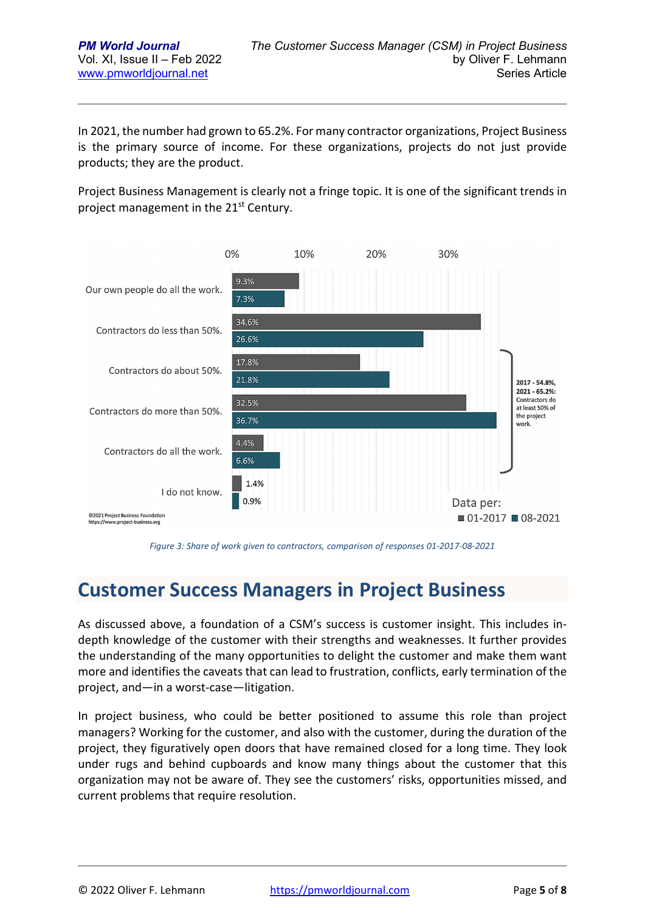In 2021, the number had grown to 65.2%. For many contractor organizations, Project Business is the primary source of income. For these organizations, projects do not just provide products; they are the product.

Project Business Management is clearly not a fringe topic. It is one of the significant trends in project management in the 21st Century.

| | 01-2017 | 08-2021 |
|---|---|---|
| Our own people do all the work. | 9.3% | 7.3% |
| Contractors do less than 50%. | 34.6% | 26.6% |
| Contractors do about 50%. | 17.8% | 21.8% |
| Contractors do more than 50%. | 32.5% | 36.7% |
| Contractors do all the work. | 4.4% | 6.6% |
| I do not know. | 1.4% | 0.9% |

2017 - 54.8%, 2021 - 65.2%: Contractors do at least 50% of the project work.

Data per: 01-2017, 08-2021

©2021 Project Business Foundation https://www.project-business.org

*Figure 3: Share of work given to contractors, comparison of responses 01-2017-08-2021*

## Customer Success Managers in Project Business

As discussed above, a foundation of a CSM's success is customer insight. This includes in-depth knowledge of the customer with their strengths and weaknesses. It further provides the understanding of the many opportunities to delight the customer and make them want more and identifies the caveats that can lead to frustration, conflicts, early termination of the project, and—in a worst-case—litigation.

In project business, who could be better positioned to assume this role than project managers? Working for the customer, and also with the customer, during the duration of the project, they figuratively open doors that have remained closed for a long time. They look under rugs and behind cupboards and know many things about the customer that this organization may not be aware of. They see the customers' risks, opportunities missed, and current problems that require resolution.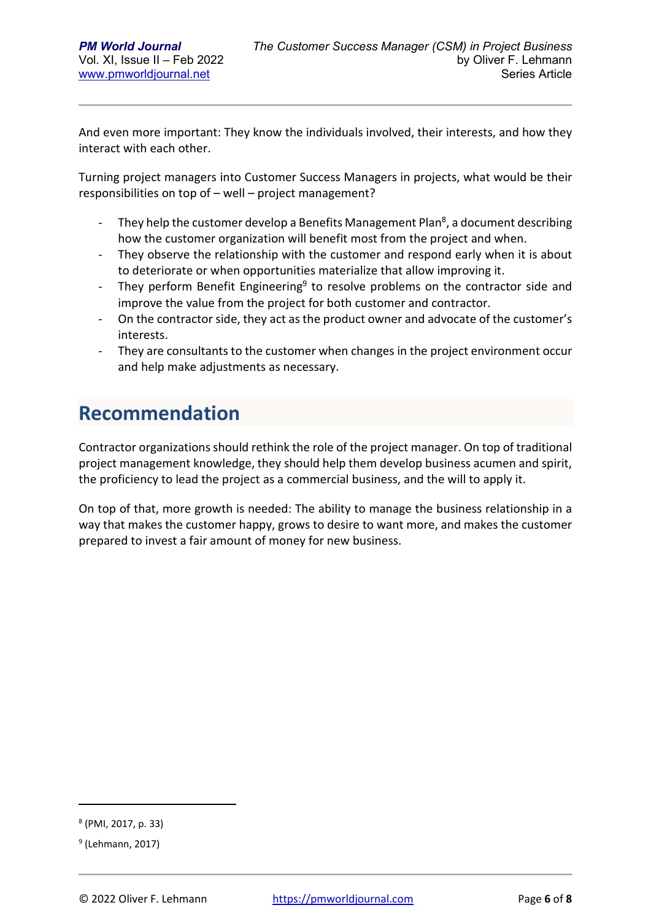And even more important: They know the individuals involved, their interests, and how they interact with each other.

Turning project managers into Customer Success Managers in projects, what would be their responsibilities on top of – well – project management?

- They help the customer develop a Benefits Management Plan[8], a document describing how the customer organization will benefit most from the project and when.
- They observe the relationship with the customer and respond early when it is about to deteriorate or when opportunities materialize that allow improving it.
- They perform Benefit Engineering[9] to resolve problems on the contractor side and improve the value from the project for both customer and contractor.
- On the contractor side, they act as the product owner and advocate of the customer's interests.
- They are consultants to the customer when changes in the project environment occur and help make adjustments as necessary.

# Recommendation

Contractor organizations should rethink the role of the project manager. On top of traditional project management knowledge, they should help them develop business acumen and spirit, the proficiency to lead the project as a commercial business, and the will to apply it.

On top of that, more growth is needed: The ability to manage the business relationship in a way that makes the customer happy, grows to desire to want more, and makes the customer prepared to invest a fair amount of money for new business.

---

[8] (PMI, 2017, p. 33)

[9] (Lehmann, 2017)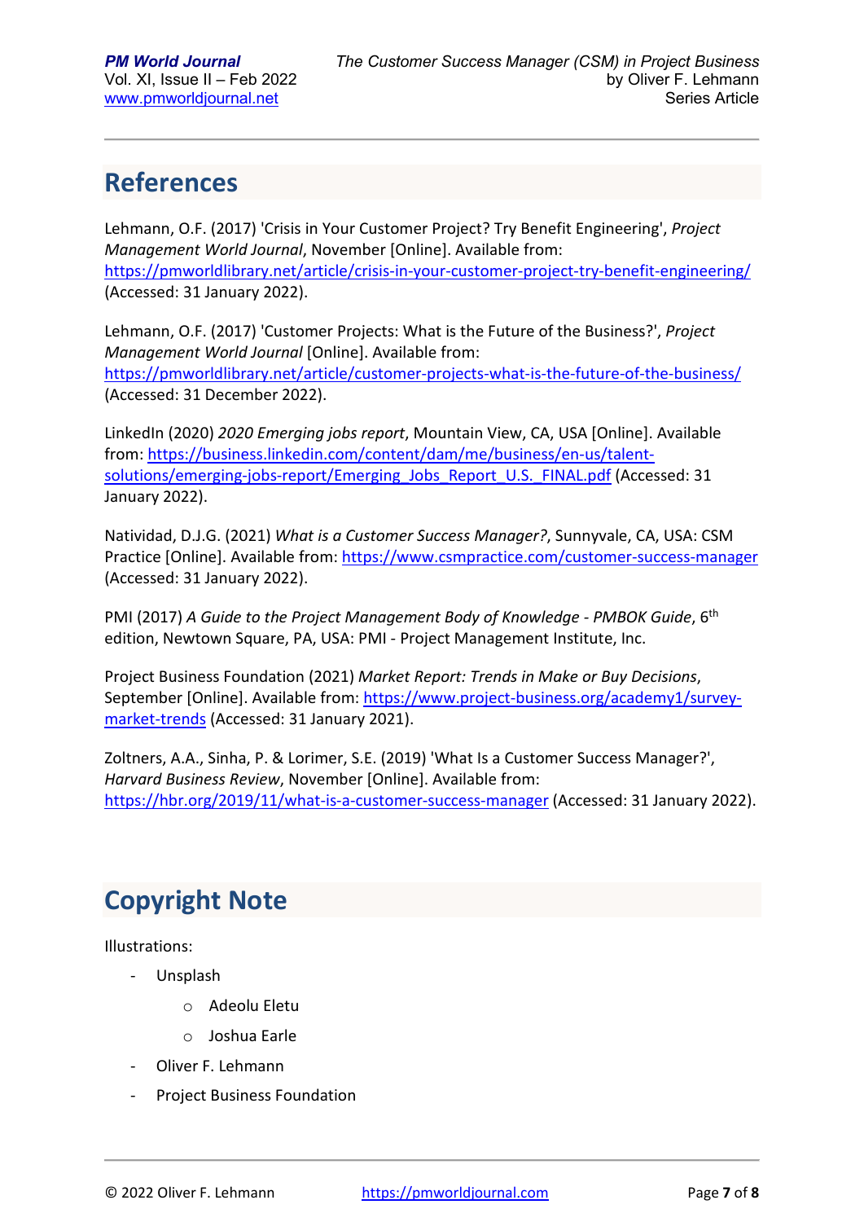## References

Lehmann, O.F. (2017) 'Crisis in Your Customer Project? Try Benefit Engineering', *Project Management World Journal*, November [Online]. Available from: https://pmworldlibrary.net/article/crisis-in-your-customer-project-try-benefit-engineering/ (Accessed: 31 January 2022).

Lehmann, O.F. (2017) 'Customer Projects: What is the Future of the Business?', *Project Management World Journal* [Online]. Available from: https://pmworldlibrary.net/article/customer-projects-what-is-the-future-of-the-business/ (Accessed: 31 December 2022).

LinkedIn (2020) *2020 Emerging jobs report*, Mountain View, CA, USA [Online]. Available from: https://business.linkedin.com/content/dam/me/business/en-us/talent-solutions/emerging-jobs-report/Emerging_Jobs_Report_U.S._FINAL.pdf (Accessed: 31 January 2022).

Natividad, D.J.G. (2021) *What is a Customer Success Manager?*, Sunnyvale, CA, USA: CSM Practice [Online]. Available from: https://www.csmpractice.com/customer-success-manager (Accessed: 31 January 2022).

PMI (2017) *A Guide to the Project Management Body of Knowledge - PMBOK Guide*, 6th edition, Newtown Square, PA, USA: PMI - Project Management Institute, Inc.

Project Business Foundation (2021) *Market Report: Trends in Make or Buy Decisions*, September [Online]. Available from: https://www.project-business.org/academy1/survey-market-trends (Accessed: 31 January 2021).

Zoltners, A.A., Sinha, P. & Lorimer, S.E. (2019) 'What Is a Customer Success Manager?', *Harvard Business Review*, November [Online]. Available from: https://hbr.org/2019/11/what-is-a-customer-success-manager (Accessed: 31 January 2022).

## Copyright Note

Illustrations:

- Unsplash
  - Adeolu Eletu
  - Joshua Earle
- Oliver F. Lehmann
- Project Business Foundation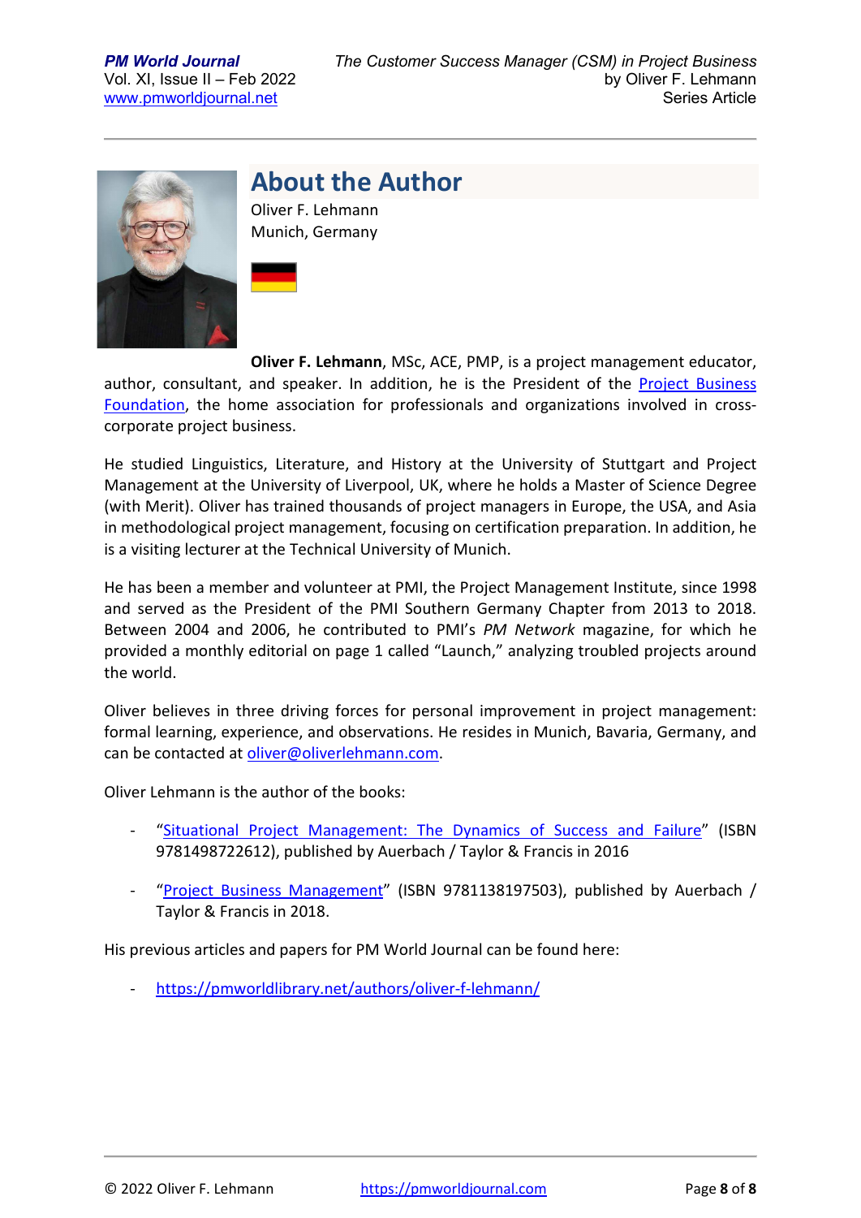## About the Author

Oliver F. Lehmann
Munich, Germany

**Oliver F. Lehmann**, MSc, ACE, PMP, is a project management educator, author, consultant, and speaker. In addition, he is the President of the Project Business Foundation, the home association for professionals and organizations involved in cross-corporate project business.

He studied Linguistics, Literature, and History at the University of Stuttgart and Project Management at the University of Liverpool, UK, where he holds a Master of Science Degree (with Merit). Oliver has trained thousands of project managers in Europe, the USA, and Asia in methodological project management, focusing on certification preparation. In addition, he is a visiting lecturer at the Technical University of Munich.

He has been a member and volunteer at PMI, the Project Management Institute, since 1998 and served as the President of the PMI Southern Germany Chapter from 2013 to 2018. Between 2004 and 2006, he contributed to PMI's *PM Network* magazine, for which he provided a monthly editorial on page 1 called "Launch," analyzing troubled projects around the world.

Oliver believes in three driving forces for personal improvement in project management: formal learning, experience, and observations. He resides in Munich, Bavaria, Germany, and can be contacted at oliver@oliverlehmann.com.

Oliver Lehmann is the author of the books:

- "Situational Project Management: The Dynamics of Success and Failure" (ISBN 9781498722612), published by Auerbach / Taylor & Francis in 2016
- "Project Business Management" (ISBN 9781138197503), published by Auerbach / Taylor & Francis in 2018.

His previous articles and papers for PM World Journal can be found here:

- https://pmworldlibrary.net/authors/oliver-f-lehmann/